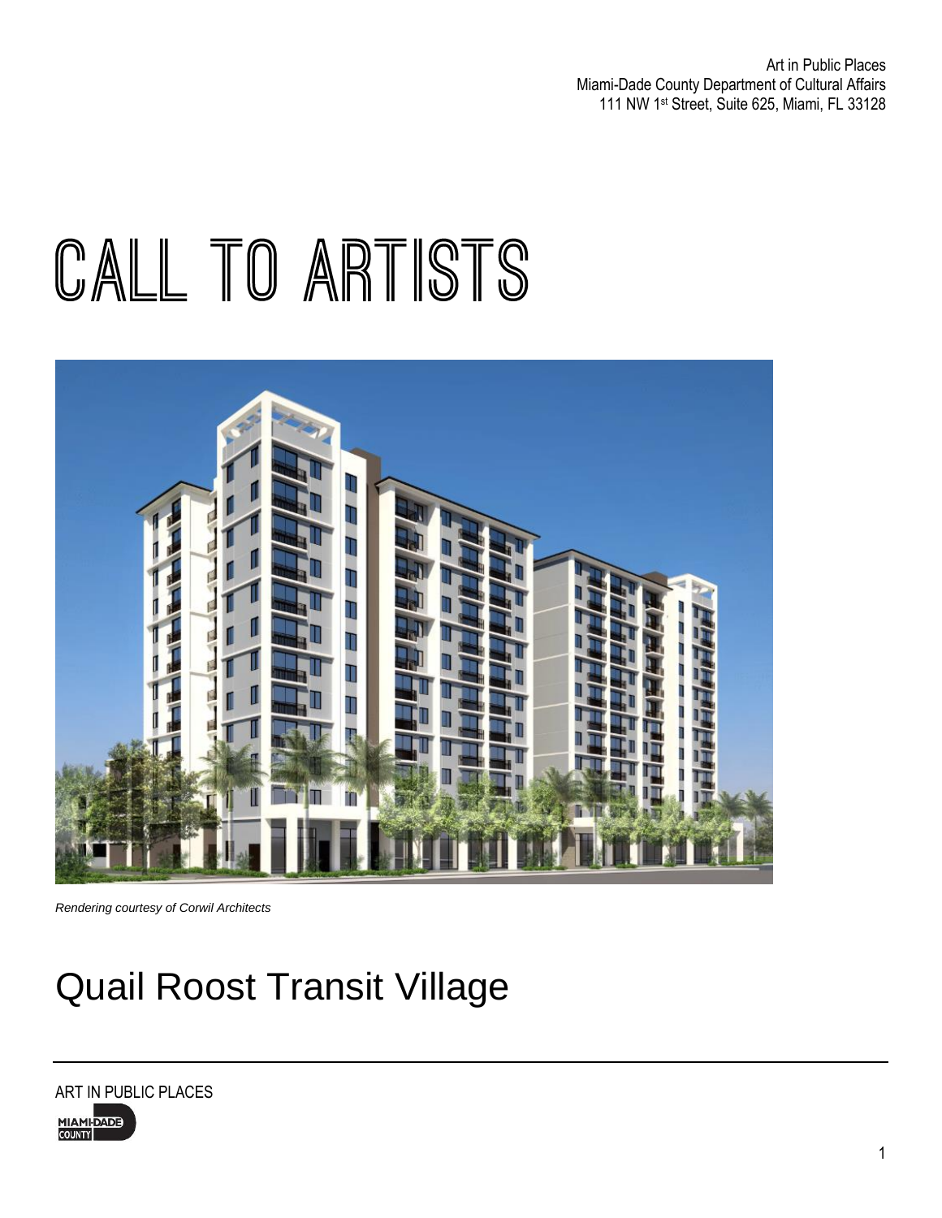Art in Public Places
Miami-Dade County Department of Cultural Affairs
111 NW 1st Street, Suite 625, Miami, FL 33128

# CALL TO ARTISTS

*Rendering courtesy of Corwil Architects*

## Quail Roost Transit Village

ART IN PUBLIC PLACES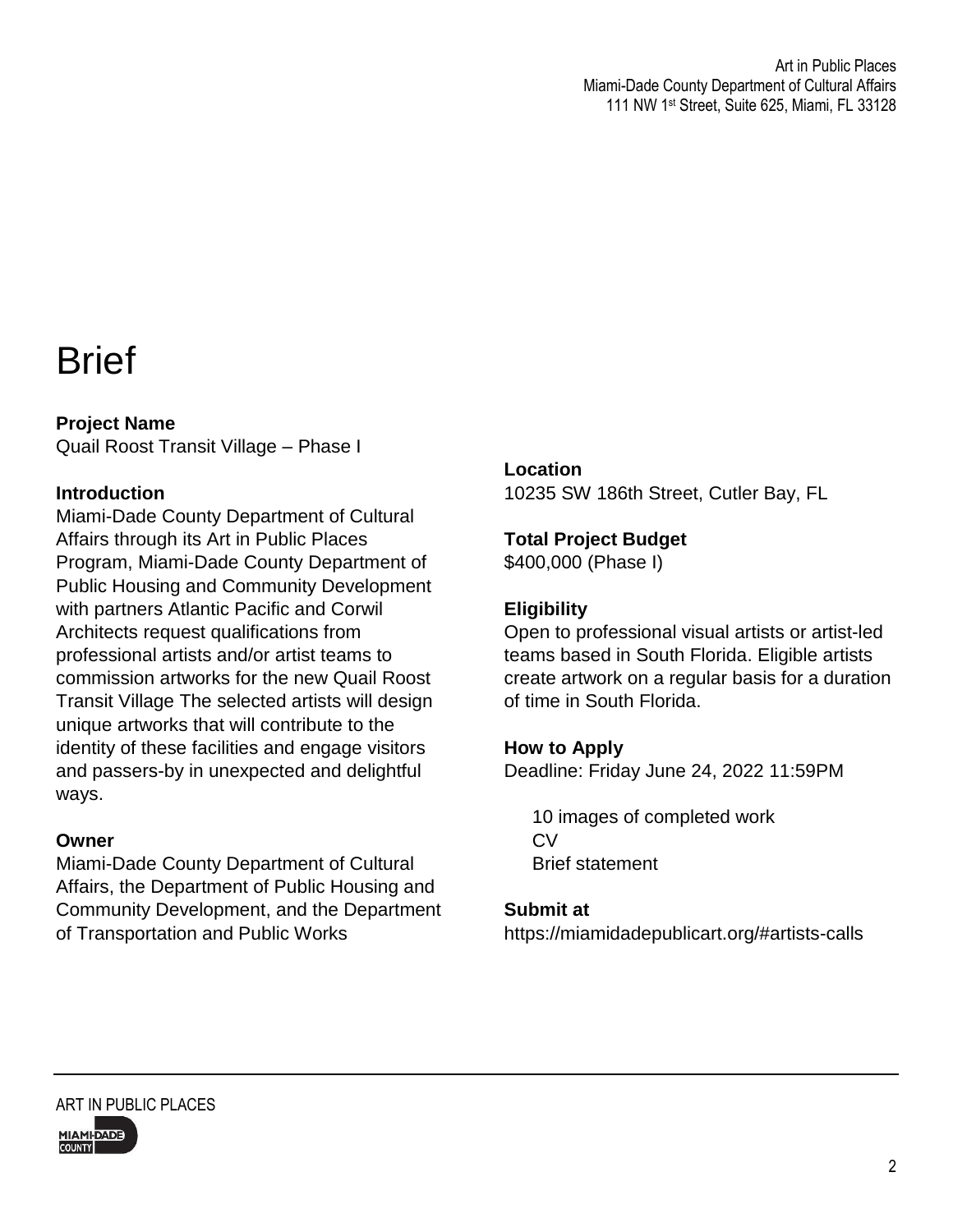# Brief

**Project Name**
Quail Roost Transit Village – Phase I

**Introduction**
Miami-Dade County Department of Cultural Affairs through its Art in Public Places Program, Miami-Dade County Department of Public Housing and Community Development with partners Atlantic Pacific and Corwil Architects request qualifications from professional artists and/or artist teams to commission artworks for the new Quail Roost Transit Village The selected artists will design unique artworks that will contribute to the identity of these facilities and engage visitors and passers-by in unexpected and delightful ways.

**Owner**
Miami-Dade County Department of Cultural Affairs, the Department of Public Housing and Community Development, and the Department of Transportation and Public Works

**Location**
10235 SW 186th Street, Cutler Bay, FL

**Total Project Budget**
$400,000 (Phase I)

**Eligibility**
Open to professional visual artists or artist-led teams based in South Florida. Eligible artists create artwork on a regular basis for a duration of time in South Florida.

**How to Apply**
Deadline: Friday June 24, 2022 11:59PM

- 10 images of completed work
- CV
- Brief statement

**Submit at**
https://miamidadepublicart.org/#artists-calls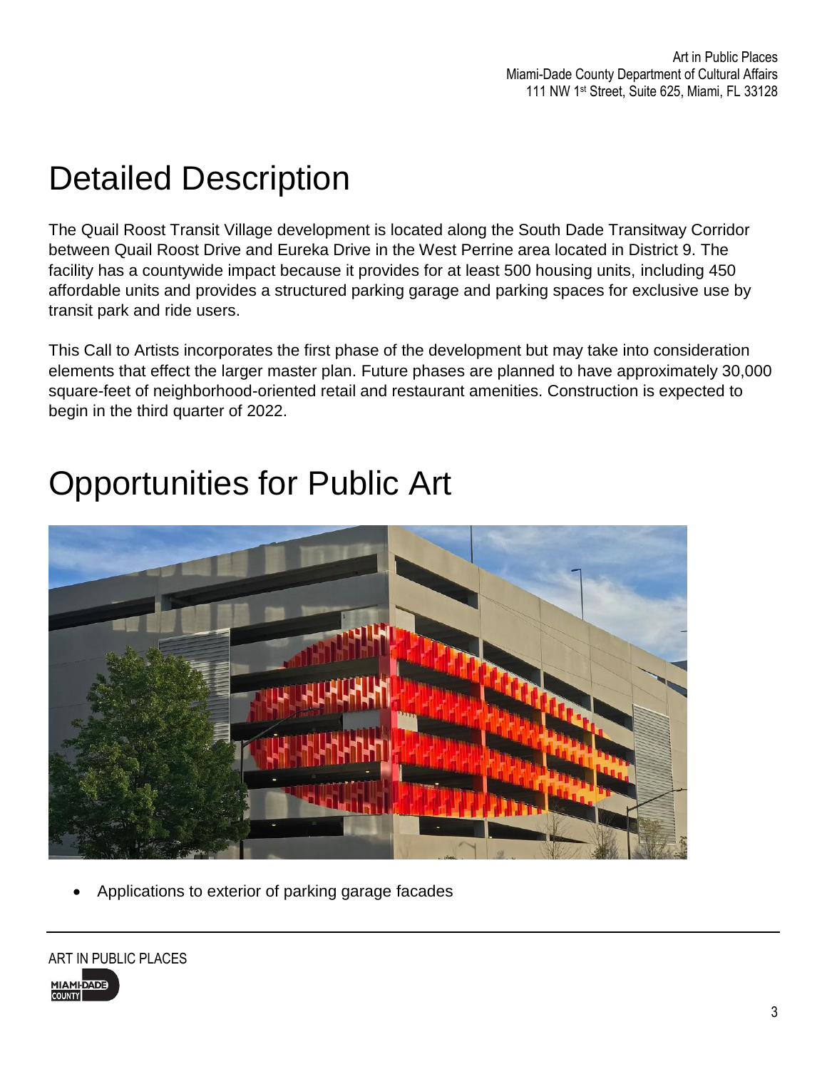# Detailed Description

The Quail Roost Transit Village development is located along the South Dade Transitway Corridor between Quail Roost Drive and Eureka Drive in the West Perrine area located in District 9. The facility has a countywide impact because it provides for at least 500 housing units, including 450 affordable units and provides a structured parking garage and parking spaces for exclusive use by transit park and ride users.

This Call to Artists incorporates the first phase of the development but may take into consideration elements that effect the larger master plan. Future phases are planned to have approximately 30,000 square-feet of neighborhood-oriented retail and restaurant amenities. Construction is expected to begin in the third quarter of 2022.

# Opportunities for Public Art

- Applications to exterior of parking garage facades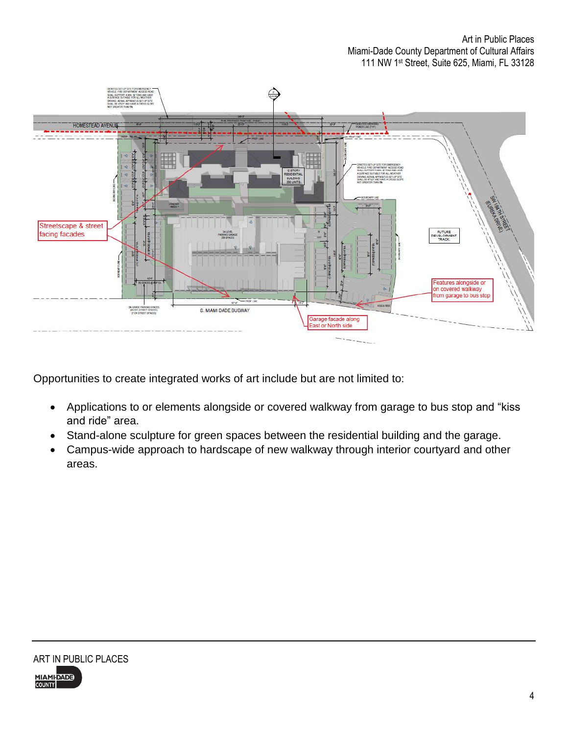Opportunities to create integrated works of art include but are not limited to:

- Applications to or elements alongside or covered walkway from garage to bus stop and "kiss and ride" area.
- Stand-alone sculpture for green spaces between the residential building and the garage.
- Campus-wide approach to hardscape of new walkway through interior courtyard and other areas.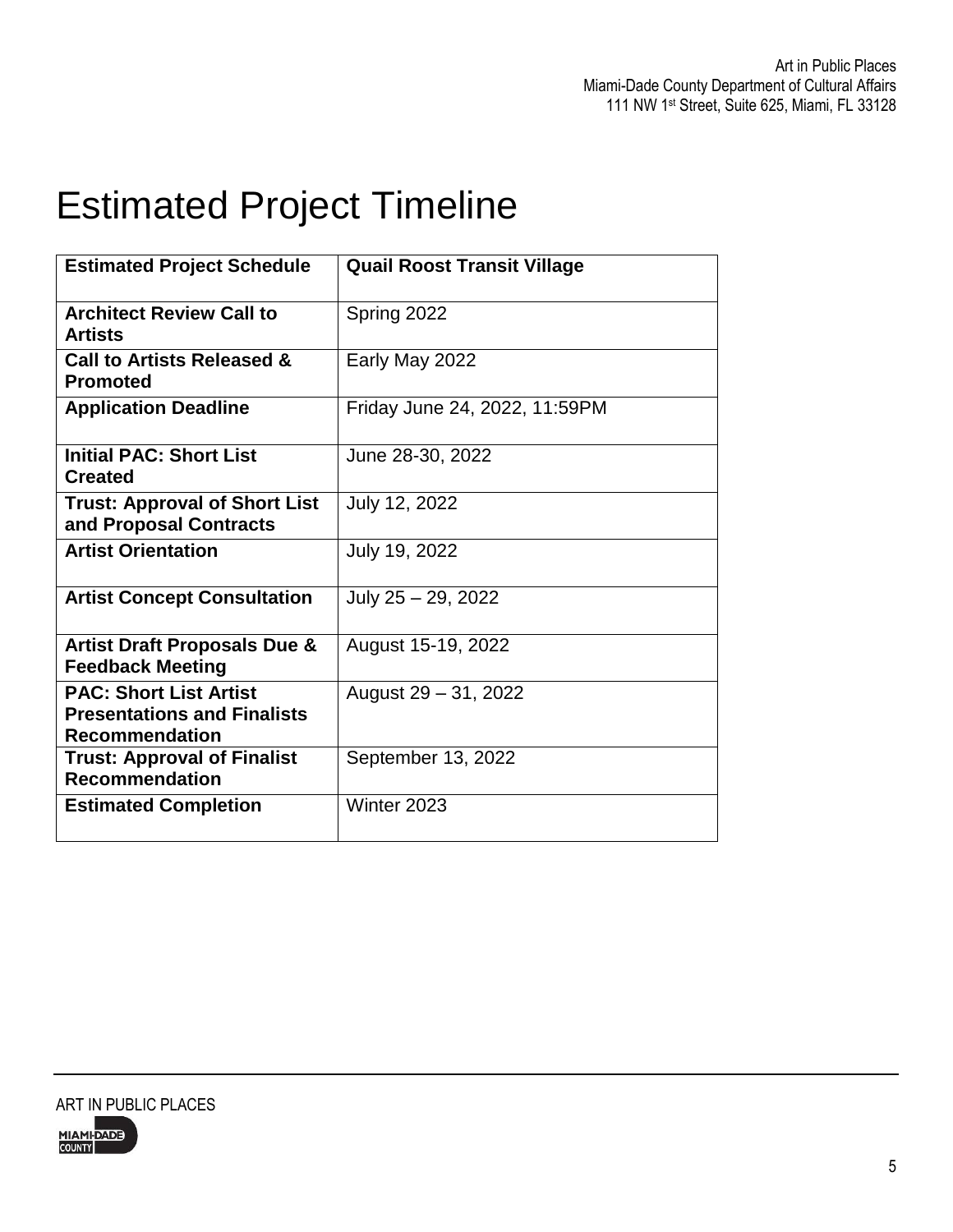# Estimated Project Timeline

| Estimated Project Schedule | Quail Roost Transit Village |
|---|---|
| **Architect Review Call to Artists** | Spring 2022 |
| **Call to Artists Released & Promoted** | Early May 2022 |
| **Application Deadline** | Friday June 24, 2022, 11:59PM |
| **Initial PAC: Short List Created** | June 28-30, 2022 |
| **Trust: Approval of Short List and Proposal Contracts** | July 12, 2022 |
| **Artist Orientation** | July 19, 2022 |
| **Artist Concept Consultation** | July 25 – 29, 2022 |
| **Artist Draft Proposals Due & Feedback Meeting** | August 15-19, 2022 |
| **PAC: Short List Artist Presentations and Finalists Recommendation** | August 29 – 31, 2022 |
| **Trust: Approval of Finalist Recommendation** | September 13, 2022 |
| **Estimated Completion** | Winter 2023 |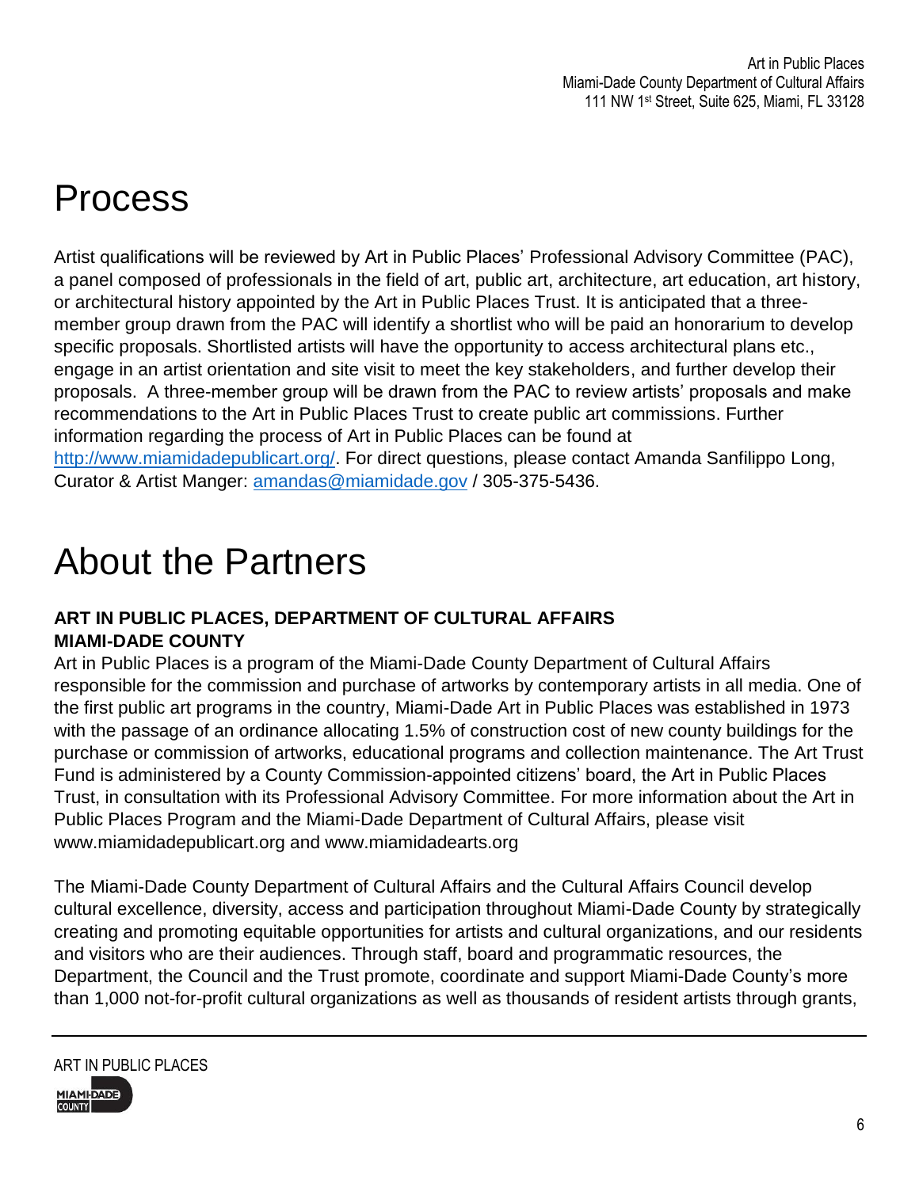# Process

Artist qualifications will be reviewed by Art in Public Places' Professional Advisory Committee (PAC), a panel composed of professionals in the field of art, public art, architecture, art education, art history, or architectural history appointed by the Art in Public Places Trust. It is anticipated that a three-member group drawn from the PAC will identify a shortlist who will be paid an honorarium to develop specific proposals. Shortlisted artists will have the opportunity to access architectural plans etc., engage in an artist orientation and site visit to meet the key stakeholders, and further develop their proposals. A three-member group will be drawn from the PAC to review artists' proposals and make recommendations to the Art in Public Places Trust to create public art commissions. Further information regarding the process of Art in Public Places can be found at http://www.miamidadepublicart.org/. For direct questions, please contact Amanda Sanfilippo Long, Curator & Artist Manger: amandas@miamidade.gov / 305-375-5436.

# About the Partners

**ART IN PUBLIC PLACES, DEPARTMENT OF CULTURAL AFFAIRS**
**MIAMI-DADE COUNTY**

Art in Public Places is a program of the Miami-Dade County Department of Cultural Affairs responsible for the commission and purchase of artworks by contemporary artists in all media. One of the first public art programs in the country, Miami-Dade Art in Public Places was established in 1973 with the passage of an ordinance allocating 1.5% of construction cost of new county buildings for the purchase or commission of artworks, educational programs and collection maintenance. The Art Trust Fund is administered by a County Commission-appointed citizens' board, the Art in Public Places Trust, in consultation with its Professional Advisory Committee. For more information about the Art in Public Places Program and the Miami-Dade Department of Cultural Affairs, please visit www.miamidadepublicart.org and www.miamidadearts.org

The Miami-Dade County Department of Cultural Affairs and the Cultural Affairs Council develop cultural excellence, diversity, access and participation throughout Miami-Dade County by strategically creating and promoting equitable opportunities for artists and cultural organizations, and our residents and visitors who are their audiences. Through staff, board and programmatic resources, the Department, the Council and the Trust promote, coordinate and support Miami-Dade County's more than 1,000 not-for-profit cultural organizations as well as thousands of resident artists through grants,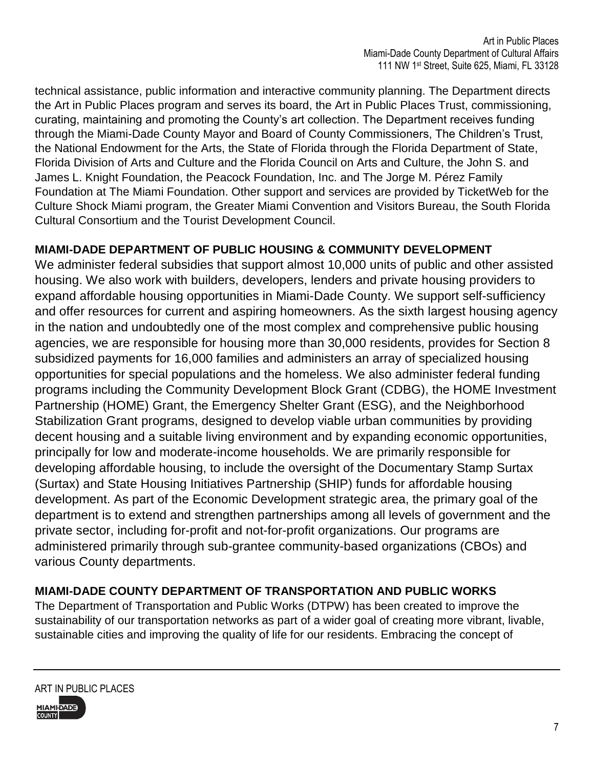technical assistance, public information and interactive community planning. The Department directs the Art in Public Places program and serves its board, the Art in Public Places Trust, commissioning, curating, maintaining and promoting the County's art collection. The Department receives funding through the Miami-Dade County Mayor and Board of County Commissioners, The Children's Trust, the National Endowment for the Arts, the State of Florida through the Florida Department of State, Florida Division of Arts and Culture and the Florida Council on Arts and Culture, the John S. and James L. Knight Foundation, the Peacock Foundation, Inc. and The Jorge M. Pérez Family Foundation at The Miami Foundation. Other support and services are provided by TicketWeb for the Culture Shock Miami program, the Greater Miami Convention and Visitors Bureau, the South Florida Cultural Consortium and the Tourist Development Council.

**MIAMI-DADE DEPARTMENT OF PUBLIC HOUSING & COMMUNITY DEVELOPMENT**

We administer federal subsidies that support almost 10,000 units of public and other assisted housing. We also work with builders, developers, lenders and private housing providers to expand affordable housing opportunities in Miami-Dade County. We support self-sufficiency and offer resources for current and aspiring homeowners. As the sixth largest housing agency in the nation and undoubtedly one of the most complex and comprehensive public housing agencies, we are responsible for housing more than 30,000 residents, provides for Section 8 subsidized payments for 16,000 families and administers an array of specialized housing opportunities for special populations and the homeless. We also administer federal funding programs including the Community Development Block Grant (CDBG), the HOME Investment Partnership (HOME) Grant, the Emergency Shelter Grant (ESG), and the Neighborhood Stabilization Grant programs, designed to develop viable urban communities by providing decent housing and a suitable living environment and by expanding economic opportunities, principally for low and moderate-income households. We are primarily responsible for developing affordable housing, to include the oversight of the Documentary Stamp Surtax (Surtax) and State Housing Initiatives Partnership (SHIP) funds for affordable housing development. As part of the Economic Development strategic area, the primary goal of the department is to extend and strengthen partnerships among all levels of government and the private sector, including for-profit and not-for-profit organizations. Our programs are administered primarily through sub-grantee community-based organizations (CBOs) and various County departments.

**MIAMI-DADE COUNTY DEPARTMENT OF TRANSPORTATION AND PUBLIC WORKS**

The Department of Transportation and Public Works (DTPW) has been created to improve the sustainability of our transportation networks as part of a wider goal of creating more vibrant, livable, sustainable cities and improving the quality of life for our residents. Embracing the concept of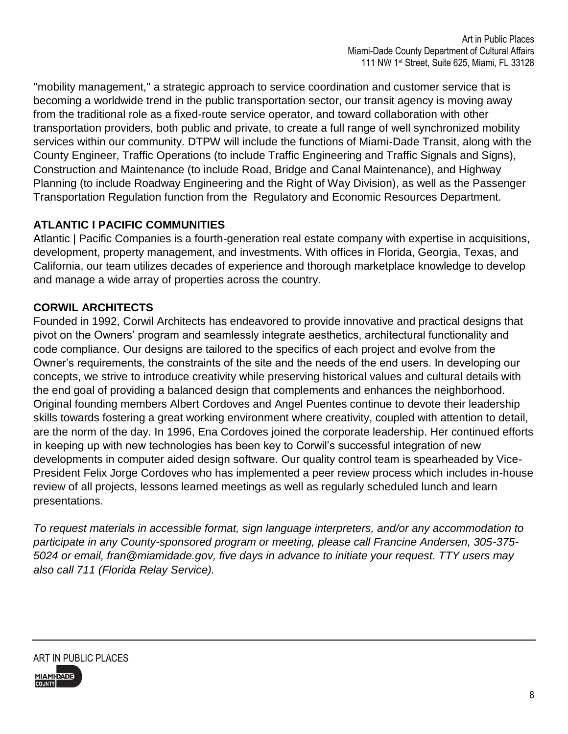"mobility management," a strategic approach to service coordination and customer service that is becoming a worldwide trend in the public transportation sector, our transit agency is moving away from the traditional role as a fixed-route service operator, and toward collaboration with other transportation providers, both public and private, to create a full range of well synchronized mobility services within our community. DTPW will include the functions of Miami-Dade Transit, along with the County Engineer, Traffic Operations (to include Traffic Engineering and Traffic Signals and Signs), Construction and Maintenance (to include Road, Bridge and Canal Maintenance), and Highway Planning (to include Roadway Engineering and the Right of Way Division), as well as the Passenger Transportation Regulation function from the Regulatory and Economic Resources Department.

**ATLANTIC I PACIFIC COMMUNITIES**

Atlantic | Pacific Companies is a fourth-generation real estate company with expertise in acquisitions, development, property management, and investments. With offices in Florida, Georgia, Texas, and California, our team utilizes decades of experience and thorough marketplace knowledge to develop and manage a wide array of properties across the country.

**CORWIL ARCHITECTS**

Founded in 1992, Corwil Architects has endeavored to provide innovative and practical designs that pivot on the Owners' program and seamlessly integrate aesthetics, architectural functionality and code compliance. Our designs are tailored to the specifics of each project and evolve from the Owner's requirements, the constraints of the site and the needs of the end users. In developing our concepts, we strive to introduce creativity while preserving historical values and cultural details with the end goal of providing a balanced design that complements and enhances the neighborhood. Original founding members Albert Cordoves and Angel Puentes continue to devote their leadership skills towards fostering a great working environment where creativity, coupled with attention to detail, are the norm of the day. In 1996, Ena Cordoves joined the corporate leadership. Her continued efforts in keeping up with new technologies has been key to Corwil's successful integration of new developments in computer aided design software. Our quality control team is spearheaded by Vice-President Felix Jorge Cordoves who has implemented a peer review process which includes in-house review of all projects, lessons learned meetings as well as regularly scheduled lunch and learn presentations.

*To request materials in accessible format, sign language interpreters, and/or any accommodation to participate in any County-sponsored program or meeting, please call Francine Andersen, 305-375-5024 or email, fran@miamidade.gov, five days in advance to initiate your request. TTY users may also call 711 (Florida Relay Service).*